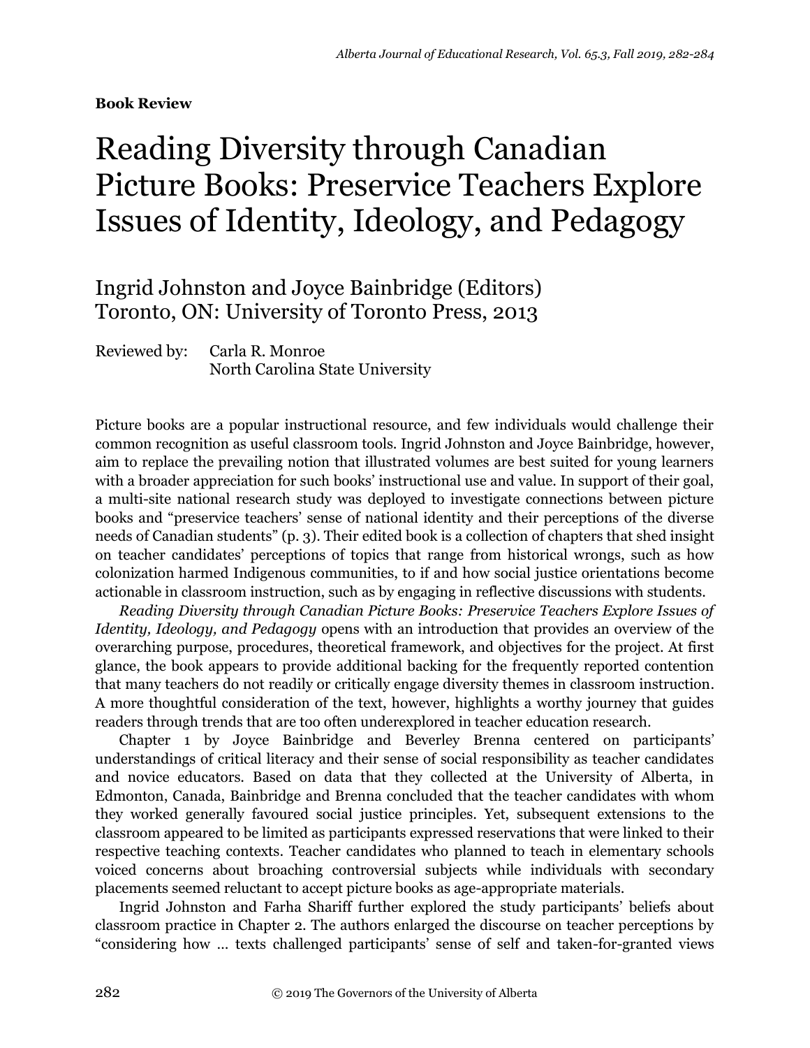**Book Review**

# Reading Diversity through Canadian Picture Books: Preservice Teachers Explore Issues of Identity, Ideology, and Pedagogy

Ingrid Johnston and Joyce Bainbridge (Editors)
Toronto, ON: University of Toronto Press, 2013

Reviewed by: Carla R. Monroe
North Carolina State University

Picture books are a popular instructional resource, and few individuals would challenge their common recognition as useful classroom tools. Ingrid Johnston and Joyce Bainbridge, however, aim to replace the prevailing notion that illustrated volumes are best suited for young learners with a broader appreciation for such books' instructional use and value. In support of their goal, a multi-site national research study was deployed to investigate connections between picture books and "preservice teachers' sense of national identity and their perceptions of the diverse needs of Canadian students" (p. 3). Their edited book is a collection of chapters that shed insight on teacher candidates' perceptions of topics that range from historical wrongs, such as how colonization harmed Indigenous communities, to if and how social justice orientations become actionable in classroom instruction, such as by engaging in reflective discussions with students.

*Reading Diversity through Canadian Picture Books: Preservice Teachers Explore Issues of Identity, Ideology, and Pedagogy* opens with an introduction that provides an overview of the overarching purpose, procedures, theoretical framework, and objectives for the project. At first glance, the book appears to provide additional backing for the frequently reported contention that many teachers do not readily or critically engage diversity themes in classroom instruction. A more thoughtful consideration of the text, however, highlights a worthy journey that guides readers through trends that are too often underexplored in teacher education research.

Chapter 1 by Joyce Bainbridge and Beverley Brenna centered on participants' understandings of critical literacy and their sense of social responsibility as teacher candidates and novice educators. Based on data that they collected at the University of Alberta, in Edmonton, Canada, Bainbridge and Brenna concluded that the teacher candidates with whom they worked generally favoured social justice principles. Yet, subsequent extensions to the classroom appeared to be limited as participants expressed reservations that were linked to their respective teaching contexts. Teacher candidates who planned to teach in elementary schools voiced concerns about broaching controversial subjects while individuals with secondary placements seemed reluctant to accept picture books as age-appropriate materials.

Ingrid Johnston and Farha Shariff further explored the study participants' beliefs about classroom practice in Chapter 2. The authors enlarged the discourse on teacher perceptions by "considering how … texts challenged participants' sense of self and taken-for-granted views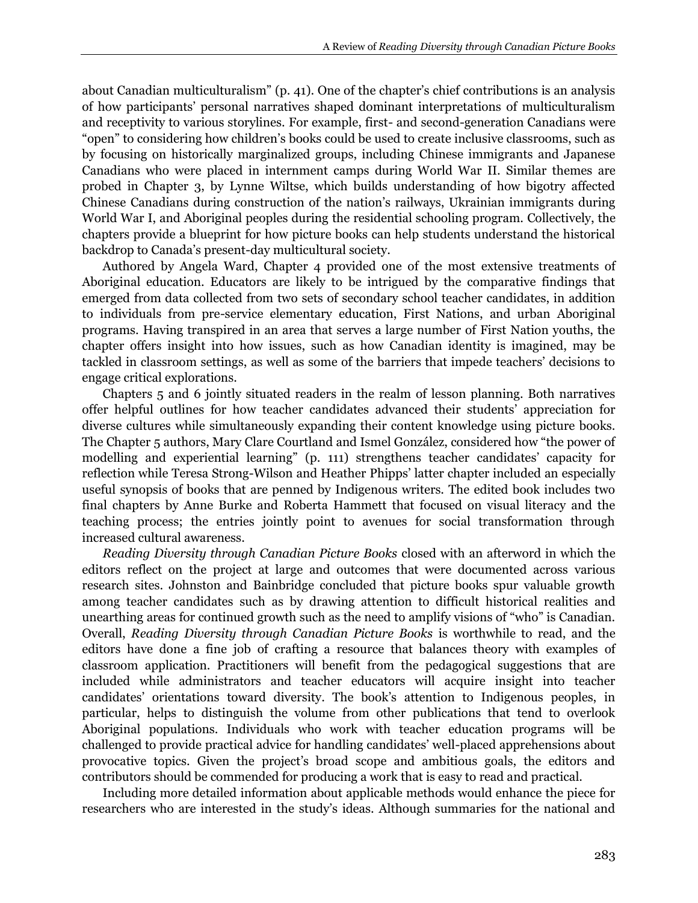about Canadian multiculturalism" (p. 41). One of the chapter's chief contributions is an analysis of how participants' personal narratives shaped dominant interpretations of multiculturalism and receptivity to various storylines. For example, first- and second-generation Canadians were "open" to considering how children's books could be used to create inclusive classrooms, such as by focusing on historically marginalized groups, including Chinese immigrants and Japanese Canadians who were placed in internment camps during World War II. Similar themes are probed in Chapter 3, by Lynne Wiltse, which builds understanding of how bigotry affected Chinese Canadians during construction of the nation's railways, Ukrainian immigrants during World War I, and Aboriginal peoples during the residential schooling program. Collectively, the chapters provide a blueprint for how picture books can help students understand the historical backdrop to Canada's present-day multicultural society.

Authored by Angela Ward, Chapter 4 provided one of the most extensive treatments of Aboriginal education. Educators are likely to be intrigued by the comparative findings that emerged from data collected from two sets of secondary school teacher candidates, in addition to individuals from pre-service elementary education, First Nations, and urban Aboriginal programs. Having transpired in an area that serves a large number of First Nation youths, the chapter offers insight into how issues, such as how Canadian identity is imagined, may be tackled in classroom settings, as well as some of the barriers that impede teachers' decisions to engage critical explorations.

Chapters 5 and 6 jointly situated readers in the realm of lesson planning. Both narratives offer helpful outlines for how teacher candidates advanced their students' appreciation for diverse cultures while simultaneously expanding their content knowledge using picture books. The Chapter 5 authors, Mary Clare Courtland and Ismel González, considered how "the power of modelling and experiential learning" (p. 111) strengthens teacher candidates' capacity for reflection while Teresa Strong-Wilson and Heather Phipps' latter chapter included an especially useful synopsis of books that are penned by Indigenous writers. The edited book includes two final chapters by Anne Burke and Roberta Hammett that focused on visual literacy and the teaching process; the entries jointly point to avenues for social transformation through increased cultural awareness.

*Reading Diversity through Canadian Picture Books* closed with an afterword in which the editors reflect on the project at large and outcomes that were documented across various research sites. Johnston and Bainbridge concluded that picture books spur valuable growth among teacher candidates such as by drawing attention to difficult historical realities and unearthing areas for continued growth such as the need to amplify visions of "who" is Canadian. Overall, *Reading Diversity through Canadian Picture Books* is worthwhile to read, and the editors have done a fine job of crafting a resource that balances theory with examples of classroom application. Practitioners will benefit from the pedagogical suggestions that are included while administrators and teacher educators will acquire insight into teacher candidates' orientations toward diversity. The book's attention to Indigenous peoples, in particular, helps to distinguish the volume from other publications that tend to overlook Aboriginal populations. Individuals who work with teacher education programs will be challenged to provide practical advice for handling candidates' well-placed apprehensions about provocative topics. Given the project's broad scope and ambitious goals, the editors and contributors should be commended for producing a work that is easy to read and practical.

Including more detailed information about applicable methods would enhance the piece for researchers who are interested in the study's ideas. Although summaries for the national and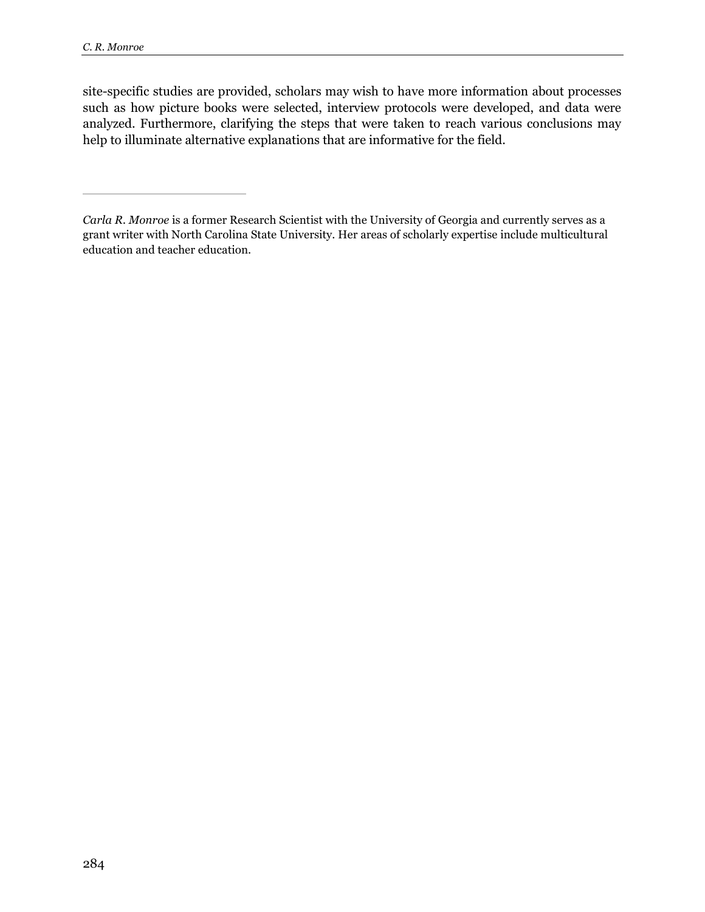site-specific studies are provided, scholars may wish to have more information about processes such as how picture books were selected, interview protocols were developed, and data were analyzed. Furthermore, clarifying the steps that were taken to reach various conclusions may help to illuminate alternative explanations that are informative for the field.

---

*Carla R. Monroe* is a former Research Scientist with the University of Georgia and currently serves as a grant writer with North Carolina State University. Her areas of scholarly expertise include multicultural education and teacher education.